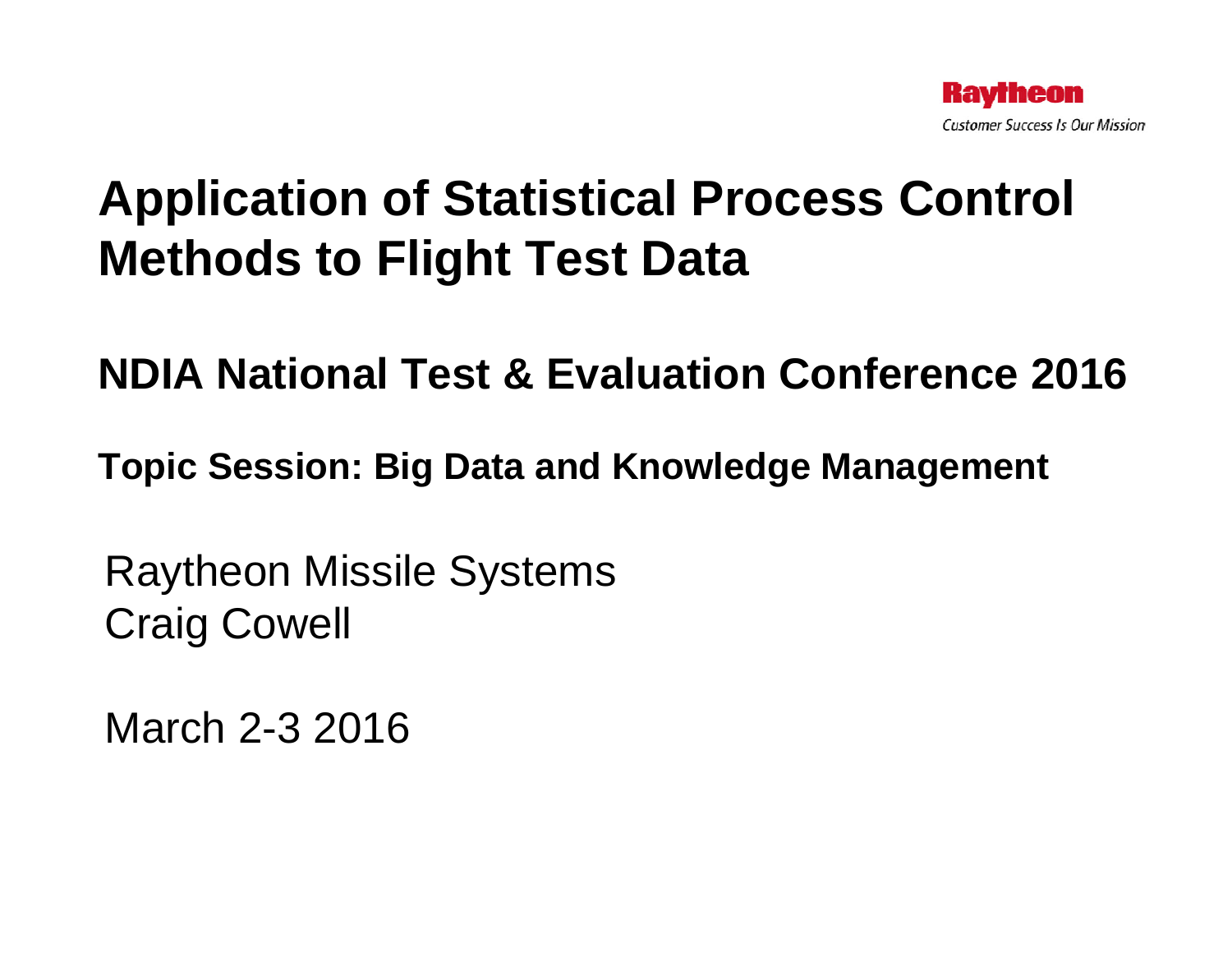Raytheon

*Customer Success Is Our Mission*

# Application of Statistical Process Control Methods to Flight Test Data

## NDIA National Test & Evaluation Conference 2016

### Topic Session: Big Data and Knowledge Management

Raytheon Missile Systems
Craig Cowell

March 2-3 2016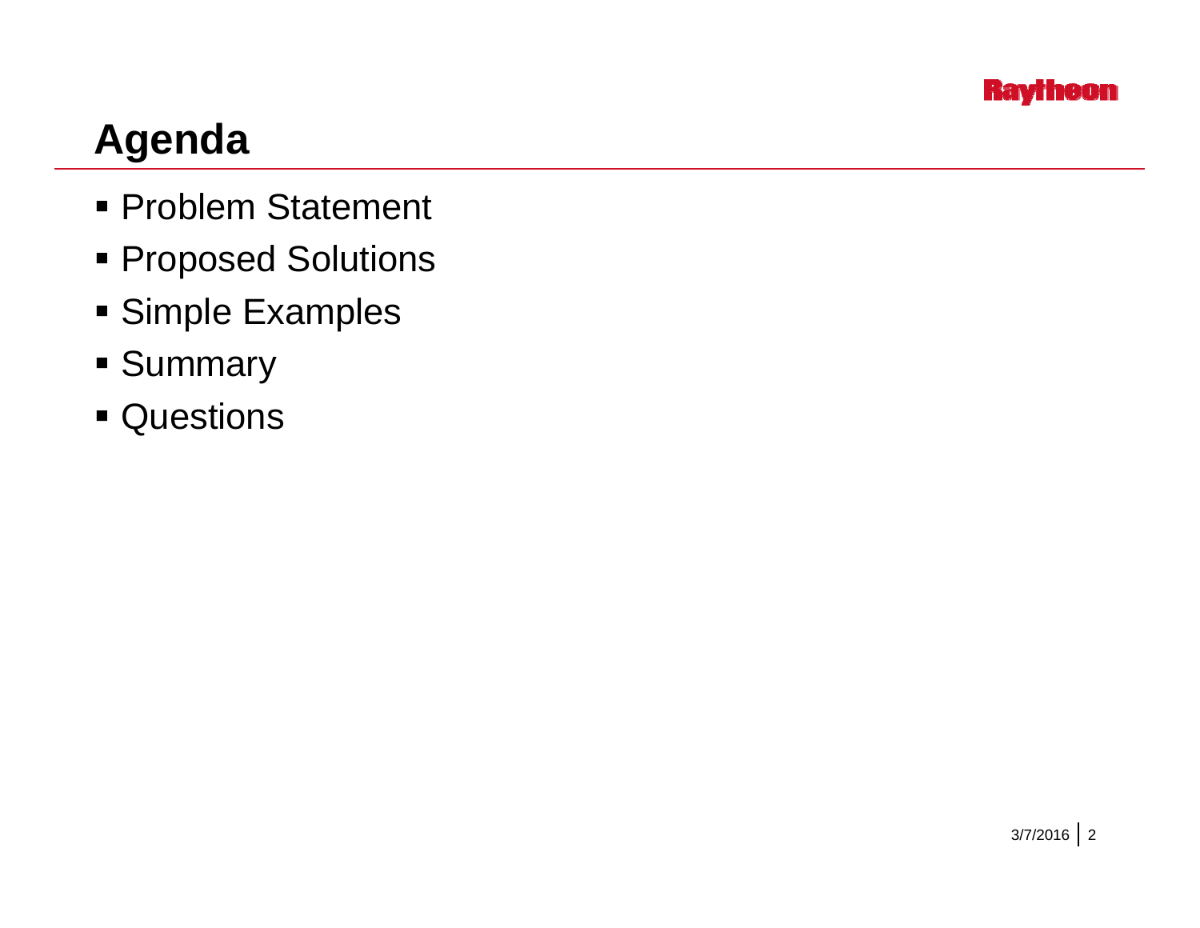# Agenda

- Problem Statement
- Proposed Solutions
- Simple Examples
- Summary
- Questions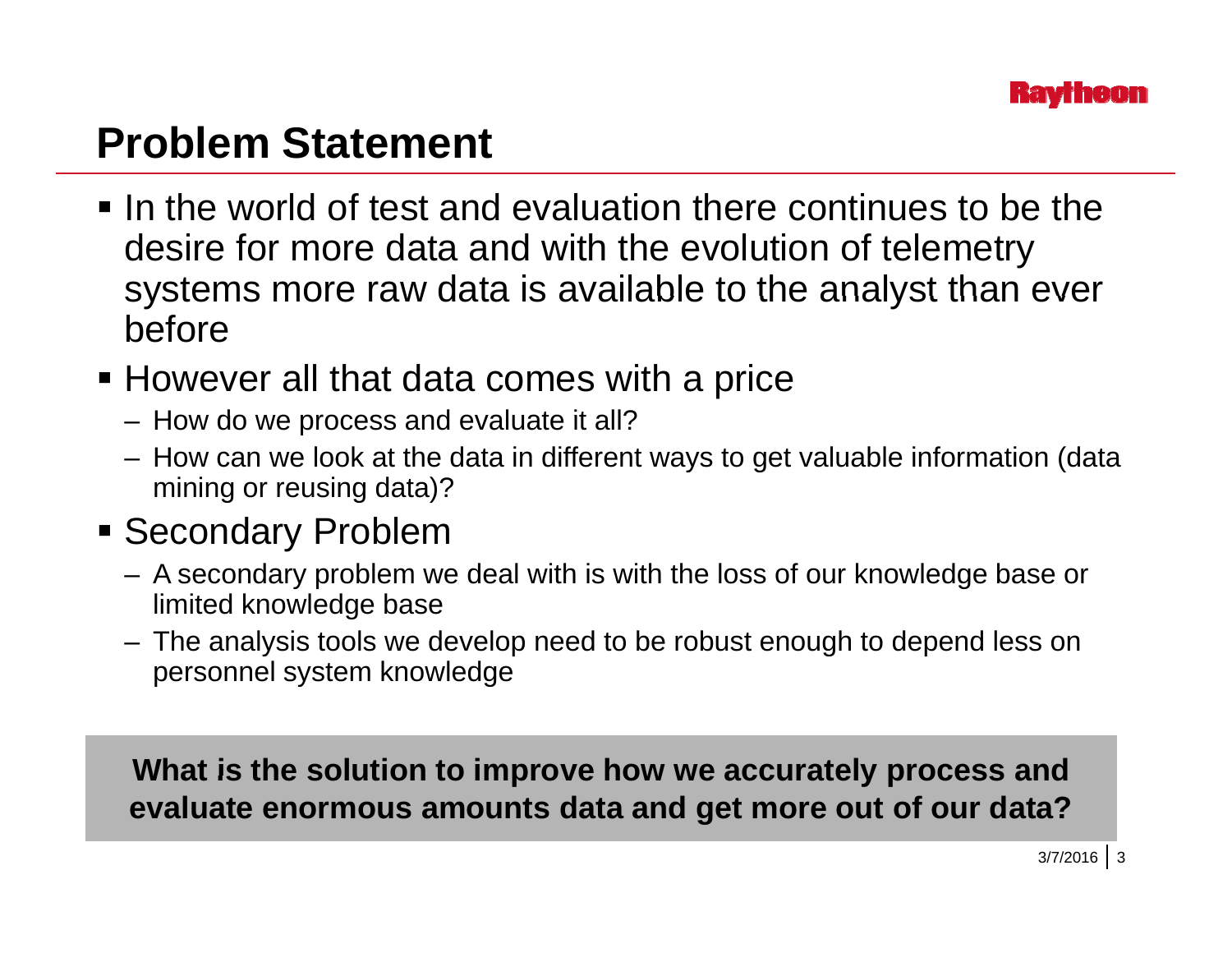# Problem Statement

- In the world of test and evaluation there continues to be the desire for more data and with the evolution of telemetry systems more raw data is available to the analyst than ever before
- However all that data comes with a price
  - How do we process and evaluate it all?
  - How can we look at the data in different ways to get valuable information (data mining or reusing data)?
- Secondary Problem
  - A secondary problem we deal with is with the loss of our knowledge base or limited knowledge base
  - The analysis tools we develop need to be robust enough to depend less on personnel system knowledge

**What is the solution to improve how we accurately process and evaluate enormous amounts data and get more out of our data?**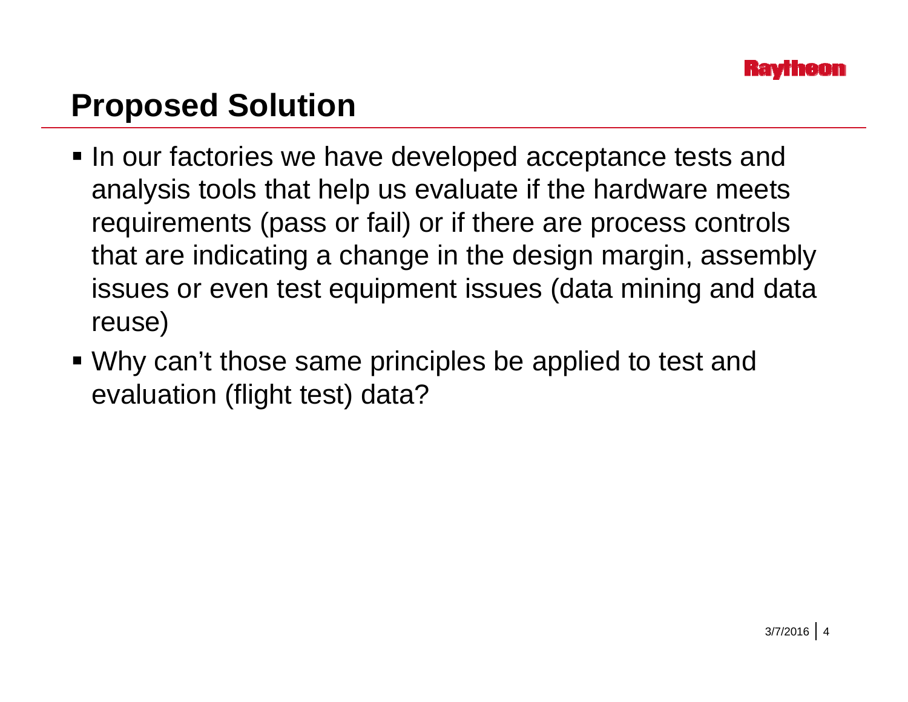## Proposed Solution

- In our factories we have developed acceptance tests and analysis tools that help us evaluate if the hardware meets requirements (pass or fail) or if there are process controls that are indicating a change in the design margin, assembly issues or even test equipment issues (data mining and data reuse)
- Why can't those same principles be applied to test and evaluation (flight test) data?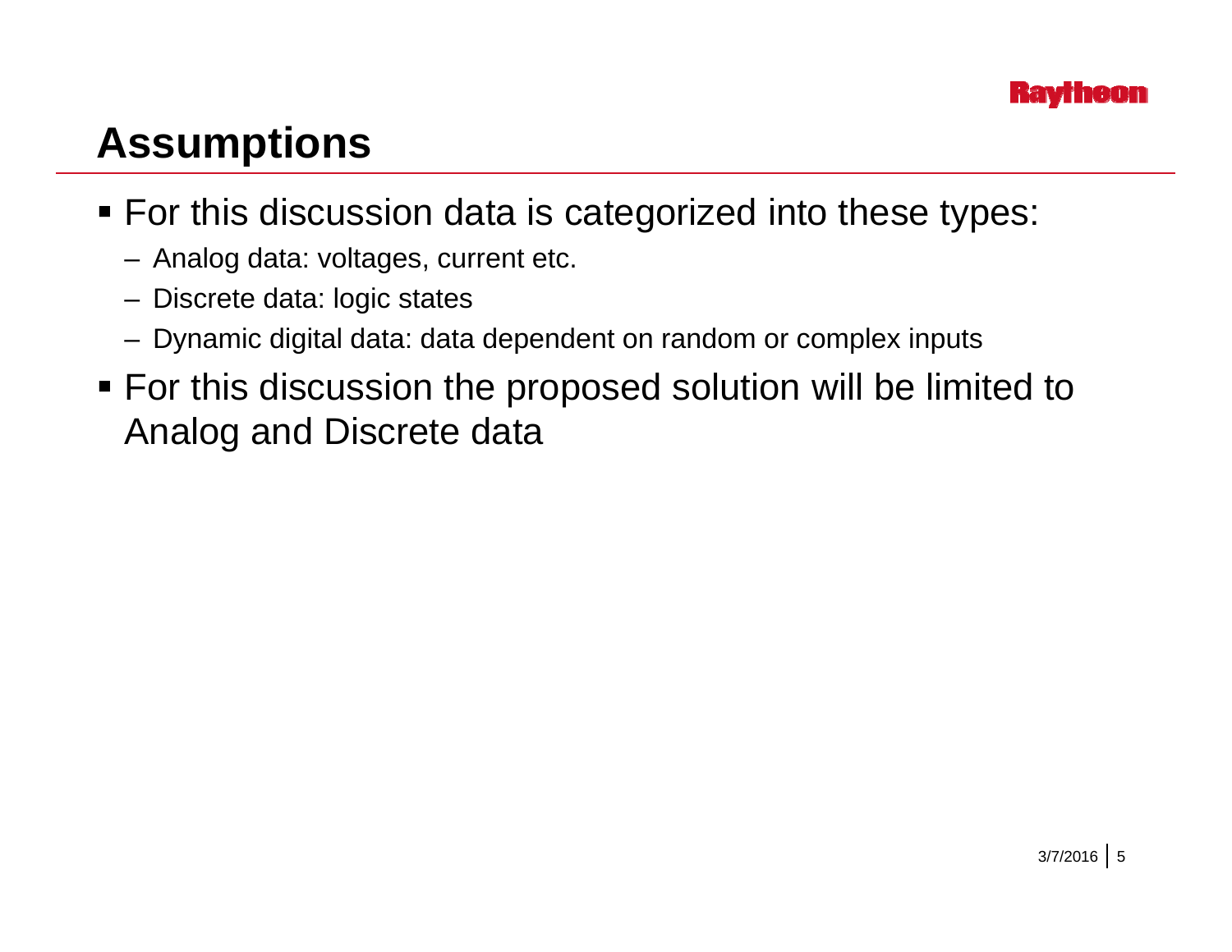# Assumptions

- For this discussion data is categorized into these types:
  - Analog data: voltages, current etc.
  - Discrete data: logic states
  - Dynamic digital data: data dependent on random or complex inputs
- For this discussion the proposed solution will be limited to Analog and Discrete data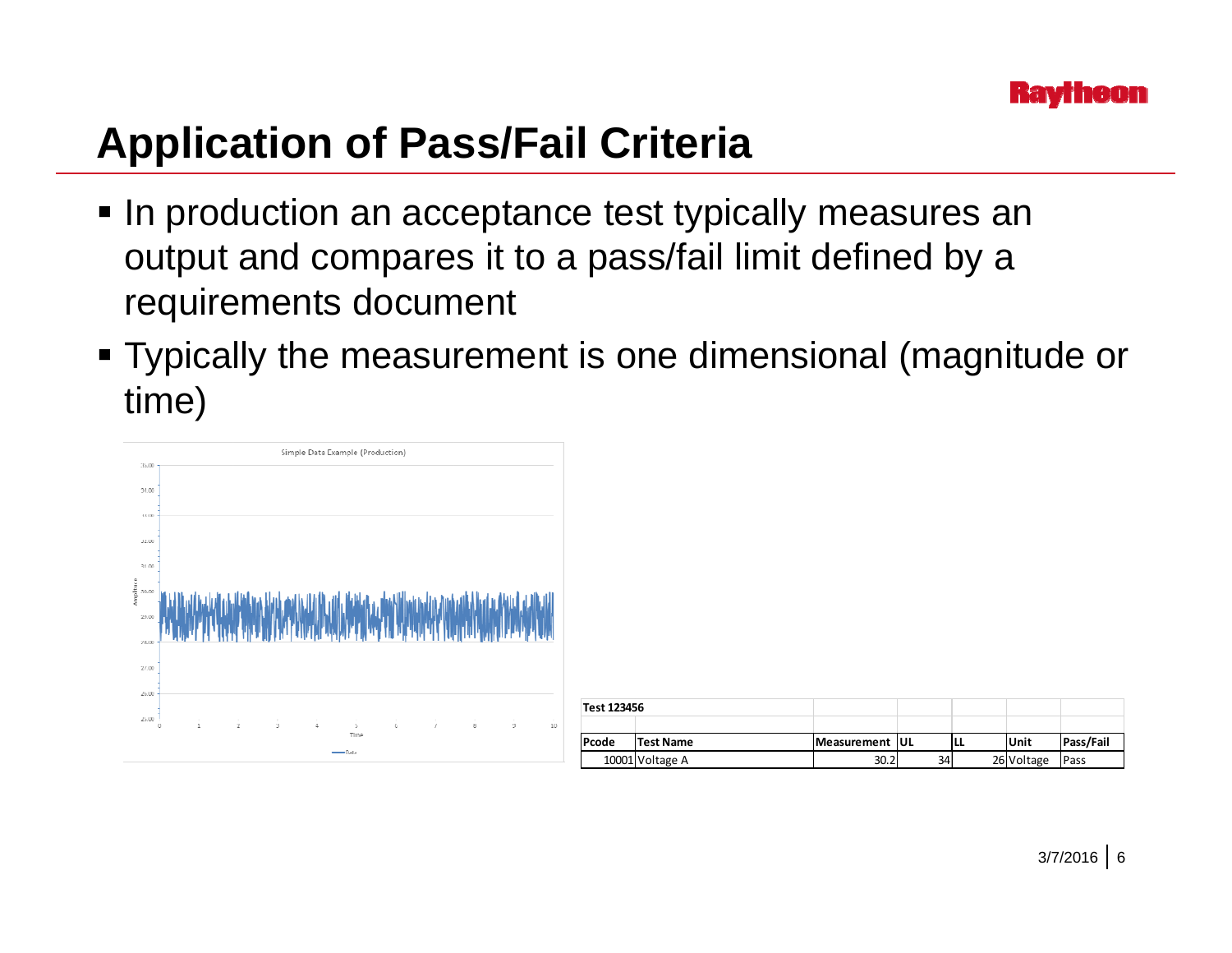# Application of Pass/Fail Criteria

- In production an acceptance test typically measures an output and compares it to a pass/fail limit defined by a requirements document
- Typically the measurement is one dimensional (magnitude or time)

| Test 123456 | | | | | | |
|---|---|---|---|---|---|---|
| Pcode | Test Name | Measurement | UL | LL | Unit | Pass/Fail |
| 10001 | Voltage A | 30.2 | 34 | 26 | Voltage | Pass |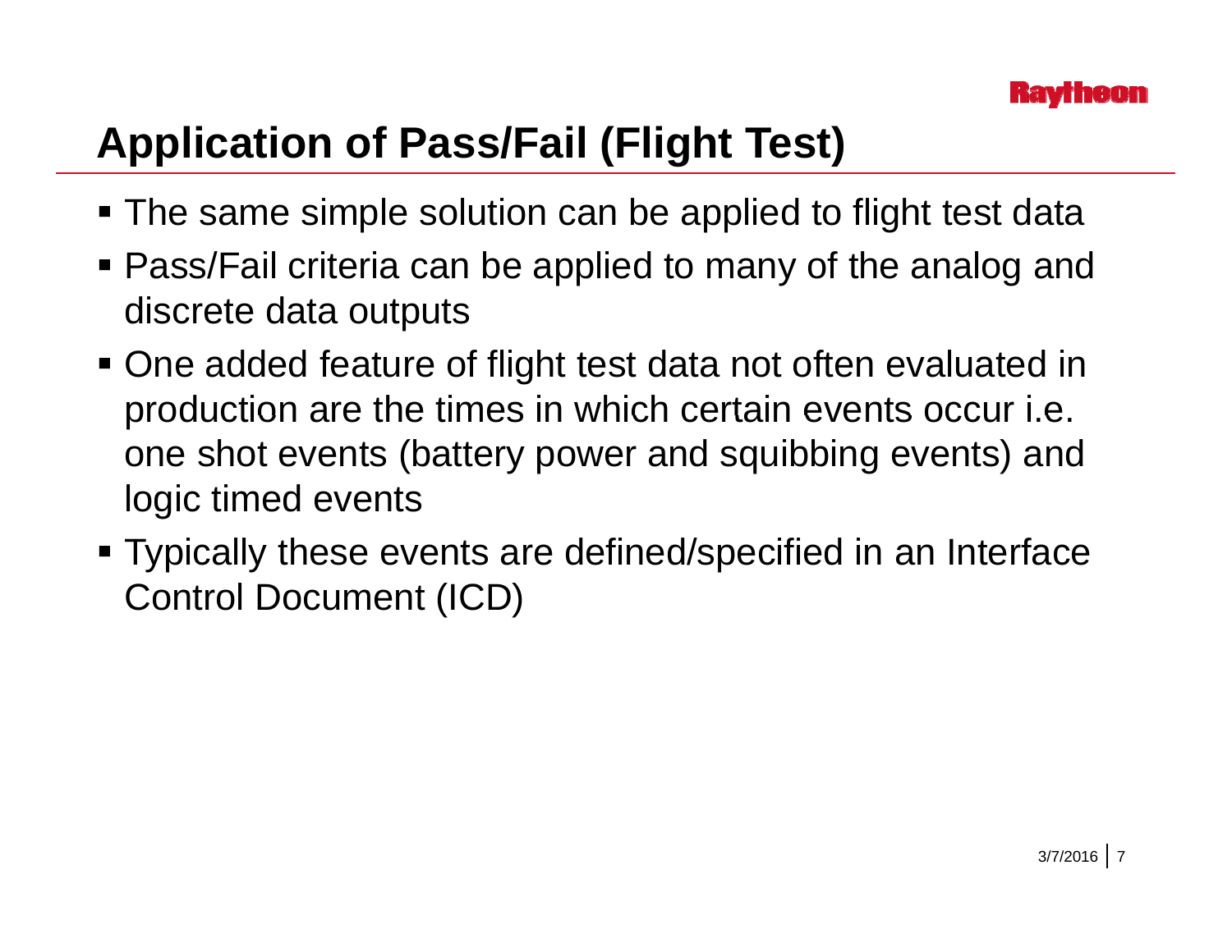# Application of Pass/Fail (Flight Test)

- The same simple solution can be applied to flight test data
- Pass/Fail criteria can be applied to many of the analog and discrete data outputs
- One added feature of flight test data not often evaluated in production are the times in which certain events occur i.e. one shot events (battery power and squibbing events) and logic timed events
- Typically these events are defined/specified in an Interface Control Document (ICD)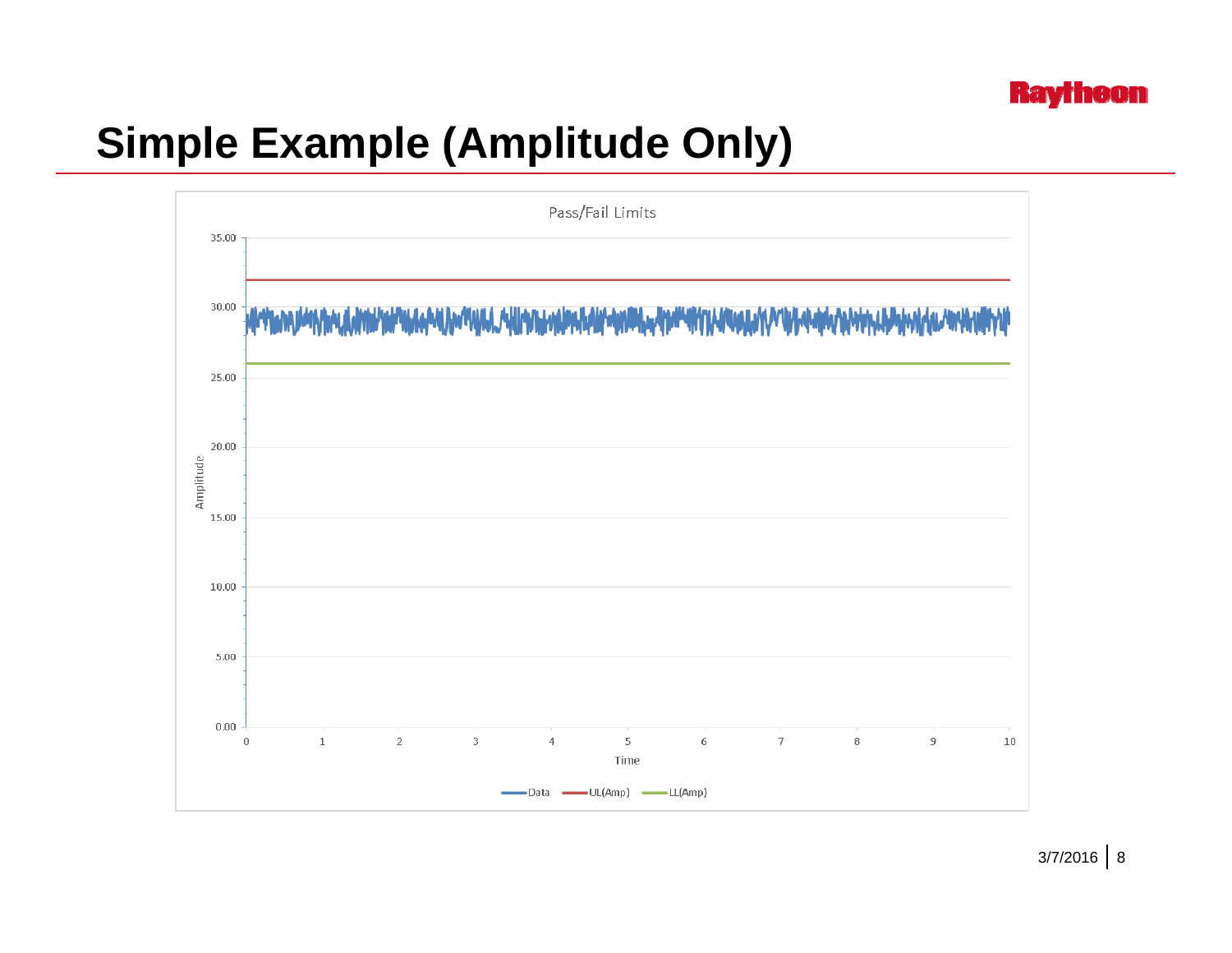# Simple Example (Amplitude Only)

Pass/Fail Limits

Amplitude

35.00
30.00
25.00
20.00
15.00
10.00
5.00
0.00

0 1 2 3 4 5 6 7 8 9 10

Time

Data UL(Amp) LL(Amp)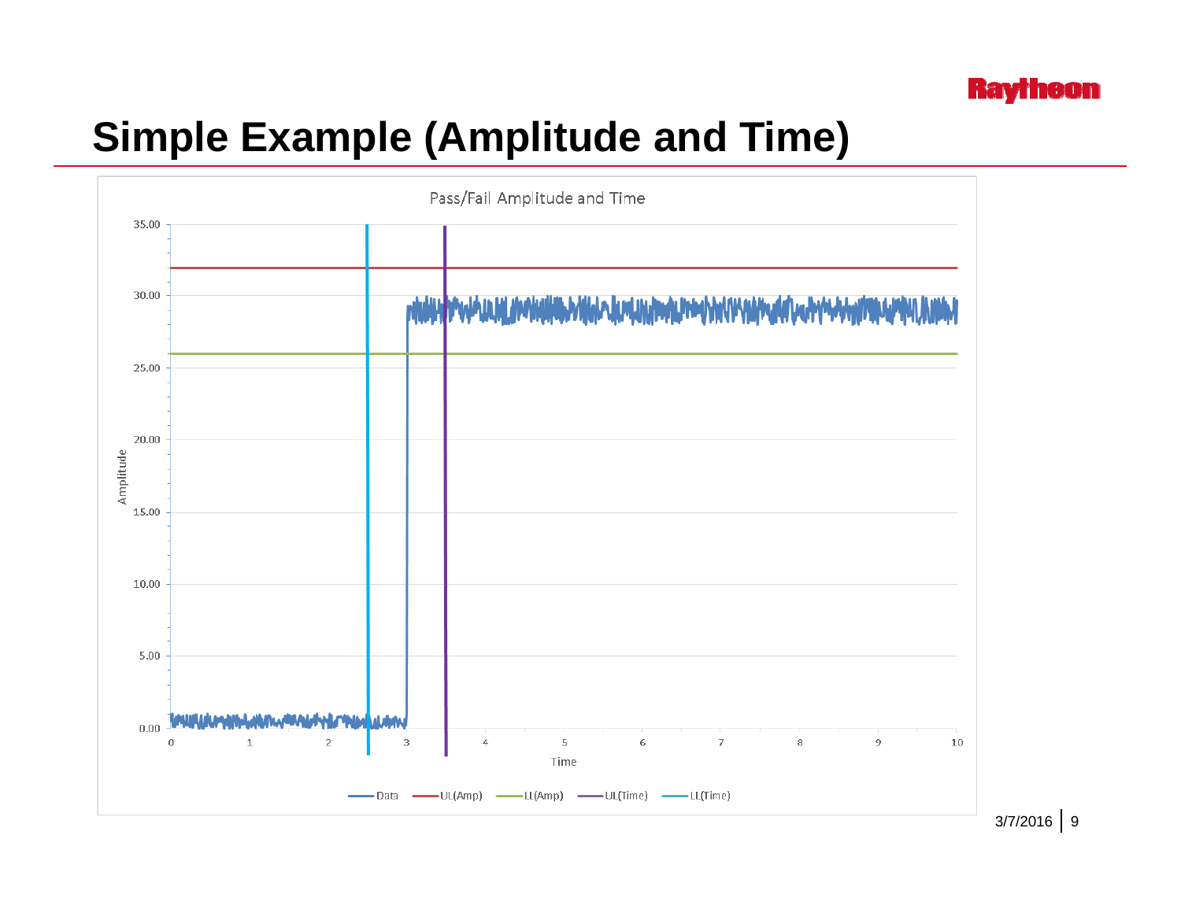# Simple Example (Amplitude and Time)

Pass/Fail Amplitude and Time

Amplitude

Time

Data — UL(Amp) — LL(Amp) — UL(Time) — LL(Time)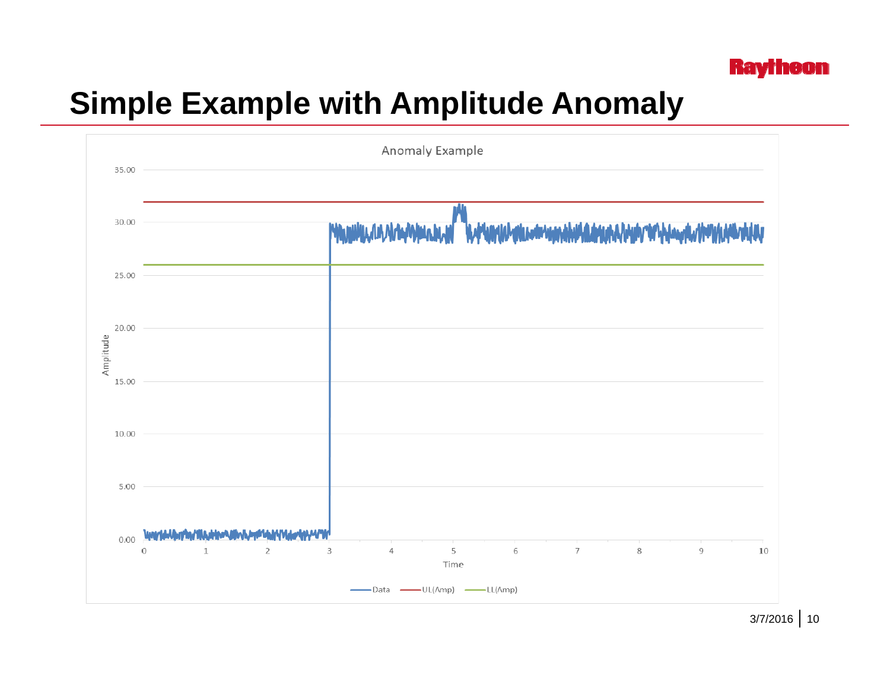# Simple Example with Amplitude Anomaly

Anomaly Example

Amplitude

35.00
30.00
25.00
20.00
15.00
10.00
5.00
0.00

0 1 2 3 4 5 6 7 8 9 10

Time

Data   UL(Amp)   LL(Amp)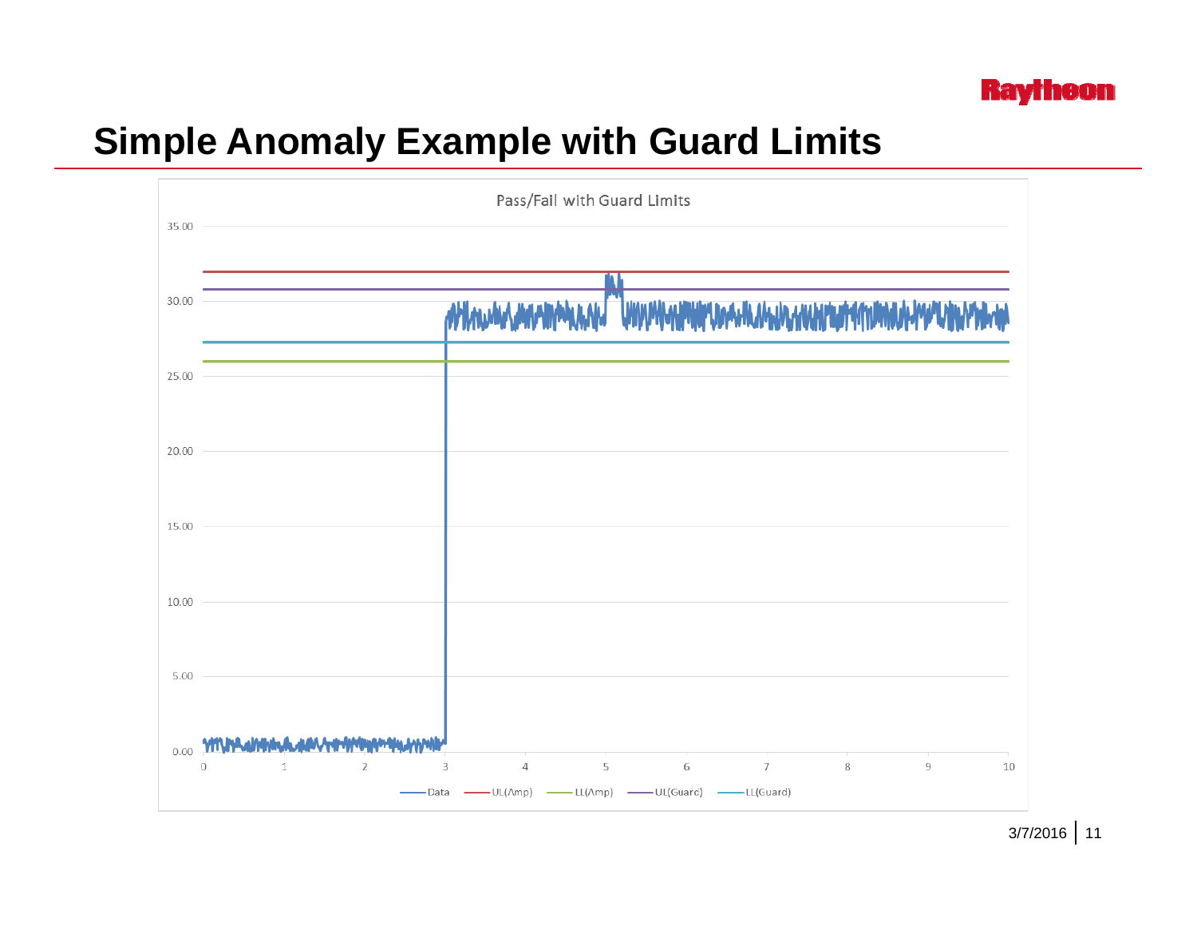# Simple Anomaly Example with Guard Limits

Pass/Fail with Guard Limits

Data — UL(Amp) — LL(Amp) — UL(Guard) — LL(Guard)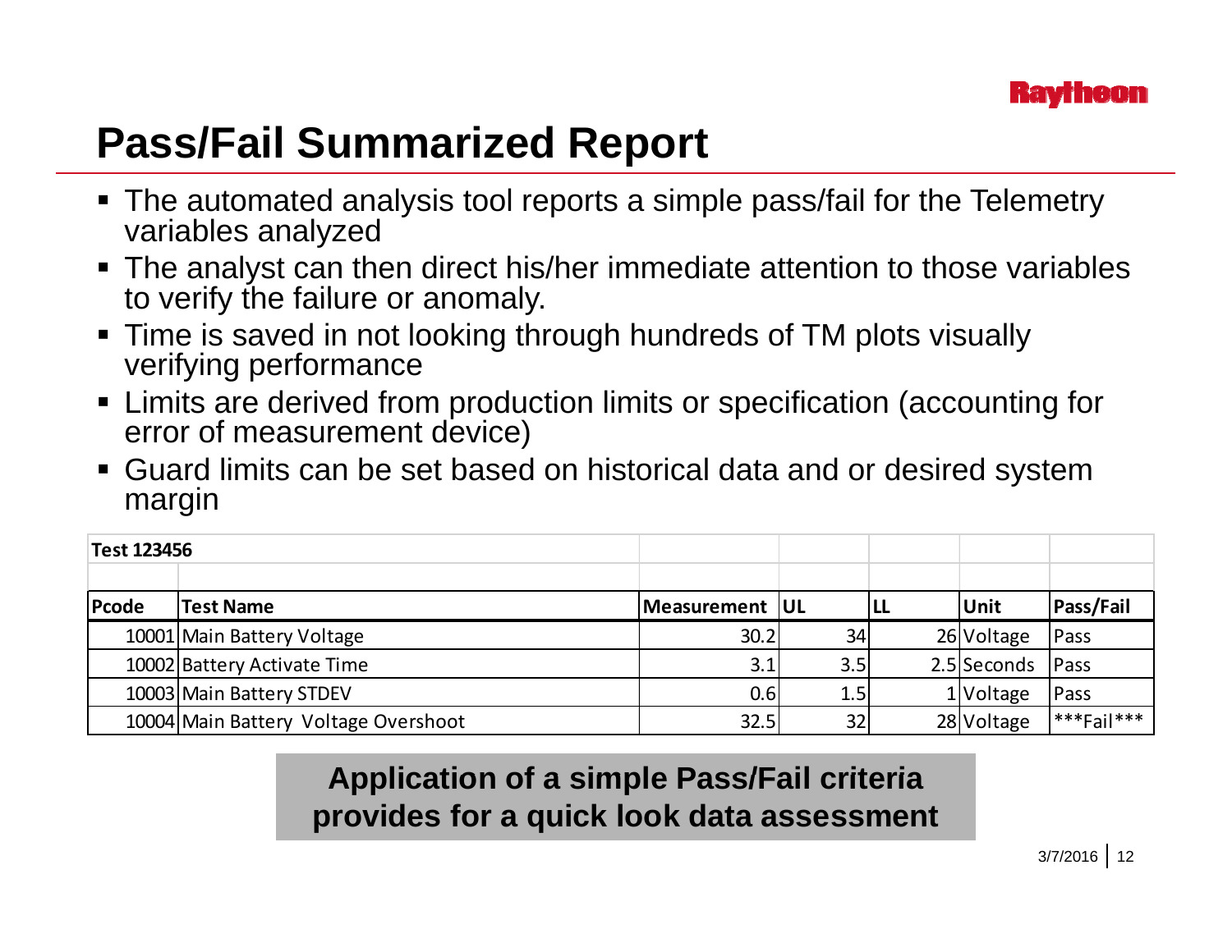# Pass/Fail Summarized Report

- The automated analysis tool reports a simple pass/fail for the Telemetry variables analyzed
- The analyst can then direct his/her immediate attention to those variables to verify the failure or anomaly.
- Time is saved in not looking through hundreds of TM plots visually verifying performance
- Limits are derived from production limits or specification (accounting for error of measurement device)
- Guard limits can be set based on historical data and or desired system margin

| **Test 123456** | | | | | | |
|---|---|---|---|---|---|---|
| **Pcode** | **Test Name** | **Measurement** | **UL** | **LL** | **Unit** | **Pass/Fail** |
| 10001 | Main Battery Voltage | 30.2 | 34 | 26 | Voltage | Pass |
| 10002 | Battery Activate Time | 3.1 | 3.5 | 2.5 | Seconds | Pass |
| 10003 | Main Battery STDEV | 0.6 | 1.5 | 1 | Voltage | Pass |
| 10004 | Main Battery Voltage Overshoot | 32.5 | 32 | 28 | Voltage | ***Fail*** |

**Application of a simple Pass/Fail criteria provides for a quick look data assessment**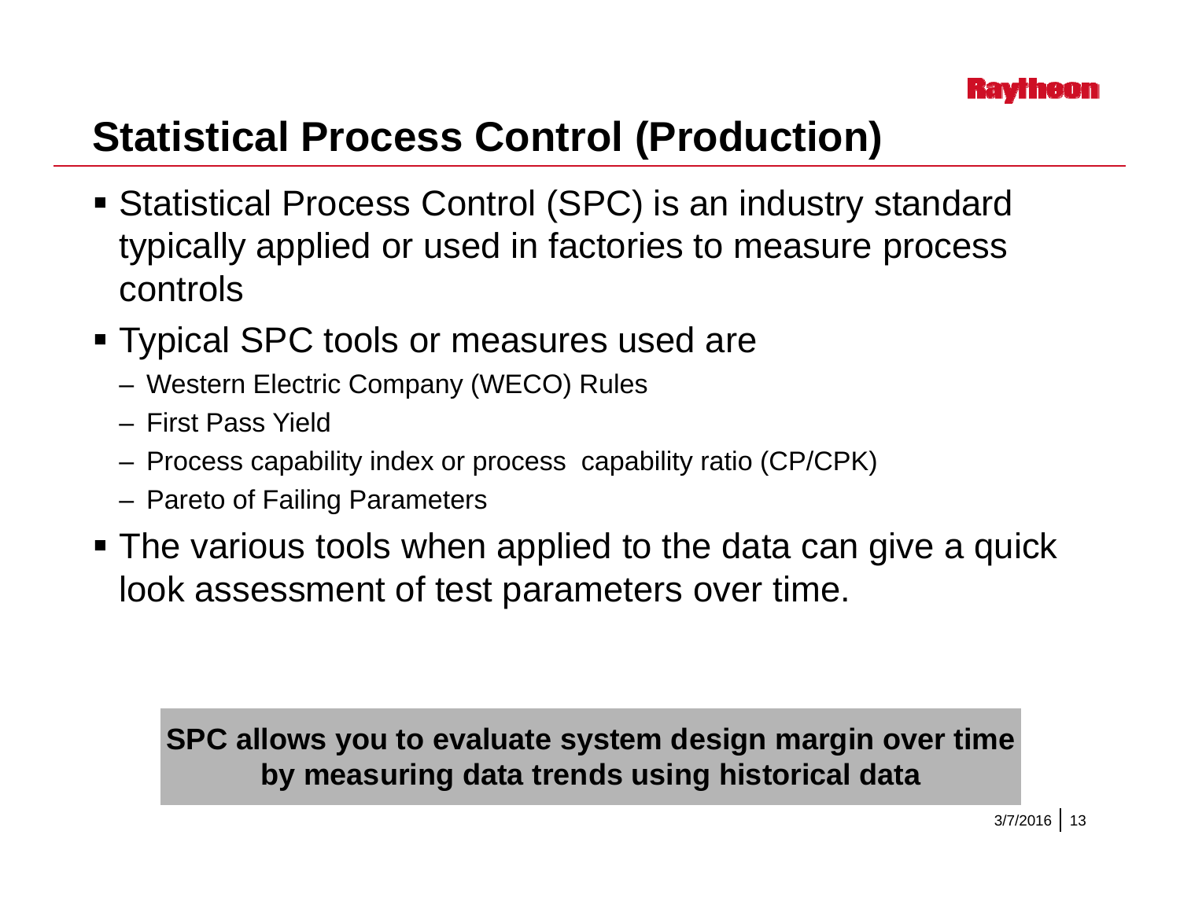# Statistical Process Control (Production)

- Statistical Process Control (SPC) is an industry standard typically applied or used in factories to measure process controls
- Typical SPC tools or measures used are
  - Western Electric Company (WECO) Rules
  - First Pass Yield
  - Process capability index or process capability ratio (CP/CPK)
  - Pareto of Failing Parameters
- The various tools when applied to the data can give a quick look assessment of test parameters over time.

**SPC allows you to evaluate system design margin over time by measuring data trends using historical data**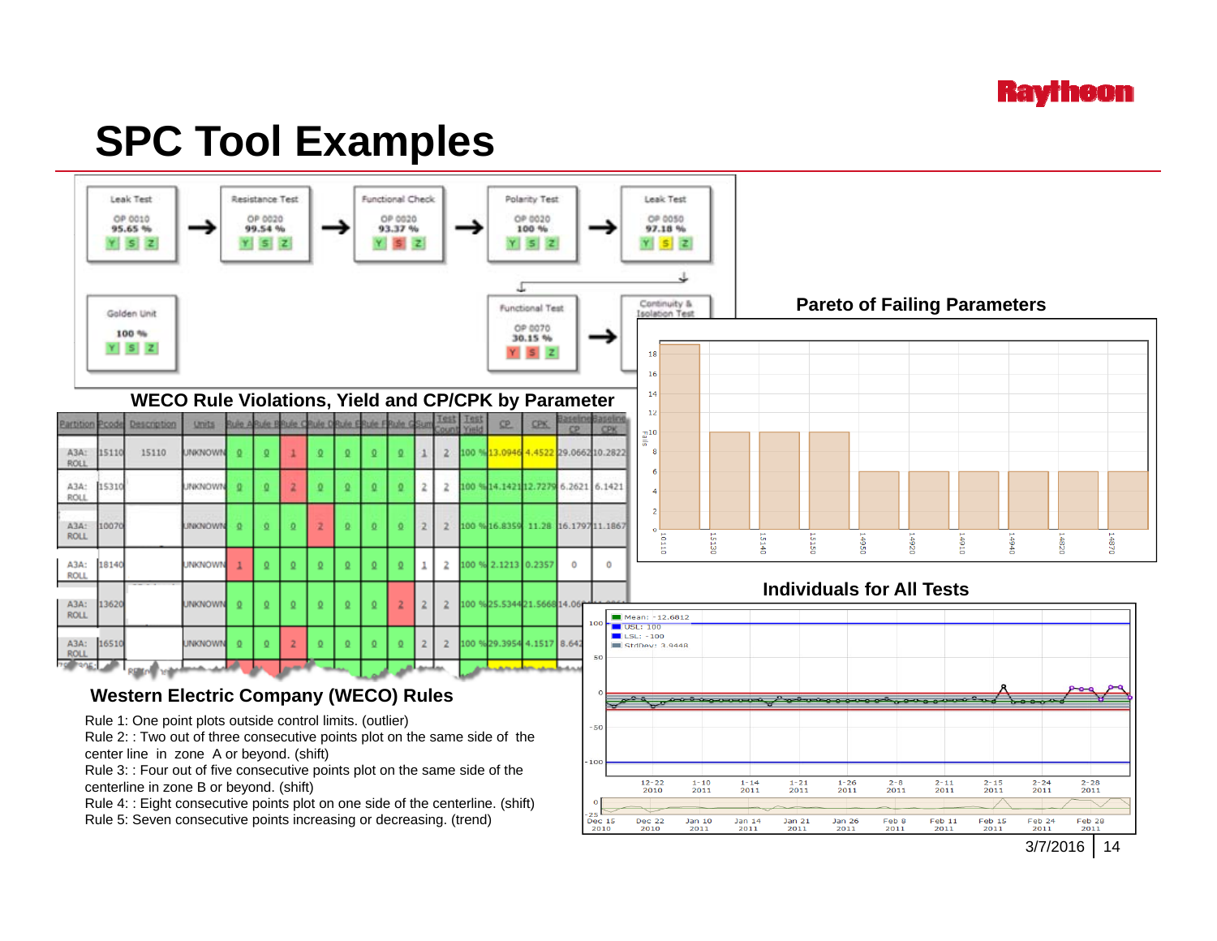# SPC Tool Examples

| Leak Test | Resistance Test | Functional Check | Polarity Test | Leak Test |
|---|---|---|---|---|
| OP 0010 | OP 0020 | OP 0020 | OP 0020 | OP 0050 |
| 95.65 % | 99.54 % | 93.37 % | 100 % | 97.18 % |
| Y S Z | Y S Z | Y S Z | Y S Z | Y S Z |

| Golden Unit | Functional Test | Continuity & Isolation Test |
|---|---|---|
| 100 % | OP 0070 | |
| | 30.15 % | |
| Y S Z | Y S Z | |

## WECO Rule Violations, Yield and CP/CPK by Parameter

| Partition | Pcode | Description | Units | Rule A | Rule B | Rule C | Rule D | Rule E | Rule F | Rule G | Sum | Test Count | Test Yield | CP | CPK | Baseline CP | Baseline CPK |
|---|---|---|---|---|---|---|---|---|---|---|---|---|---|---|---|---|---|
| A3A: ROLL | 15110 | 15110 | UNKNOWN | 0 | 0 | 1 | 0 | 0 | 0 | 0 | 1 | 2 | 100 % | 13.0946 | 4.4522 | 29.0662 | 10.2822 |
| A3A: ROLL | 15310 | | UNKNOWN | 0 | 0 | 2 | 0 | 0 | 0 | 0 | 2 | 2 | 100 % | 14.1421 | 12.7279 | 6.2621 | 6.1421 |
| A3A: ROLL | 10070 | | UNKNOWN | 0 | 0 | 0 | 2 | 0 | 0 | 0 | 2 | 2 | 100 % | 16.8359 | 11.28 | 16.1797 | 11.1867 |
| A3A: ROLL | 18140 | | UNKNOWN | 1 | 0 | 0 | 0 | 0 | 0 | 0 | 1 | 2 | 100 % | 2.1213 | 0.2357 | 0 | 0 |
| A3A: ROLL | 13620 | | UNKNOWN | 0 | 0 | 0 | 0 | 0 | 0 | 2 | 2 | 2 | 100 % | 25.5344 | 21.5668 | 14.06 | |
| A3A: ROLL | 16510 | | UNKNOWN | 0 | 0 | 2 | 0 | 0 | 0 | 0 | 2 | 2 | 100 % | 29.3954 | 4.1517 | 8.642 | |

## Pareto of Failing Parameters

| Parameter | Fails |
|---|---|
| 10110 | 19 |
| 15130 | 10 |
| 15140 | 10 |
| 15150 | 10 |
| 14950 | 6 |
| 14920 | 6 |
| 14910 | 6 |
| 14940 | 6 |
| 14820 | 6 |
| 14870 | 6 |

## Individuals for All Tests

Mean: -12.6812
USL: 100
LSL: -100
StdDev: 3.9448

## Western Electric Company (WECO) Rules

Rule 1: One point plots outside control limits. (outlier)
Rule 2: : Two out of three consecutive points plot on the same side of the center line in zone A or beyond. (shift)
Rule 3: : Four out of five consecutive points plot on the same side of the centerline in zone B or beyond. (shift)
Rule 4: : Eight consecutive points plot on one side of the centerline. (shift)
Rule 5: Seven consecutive points increasing or decreasing. (trend)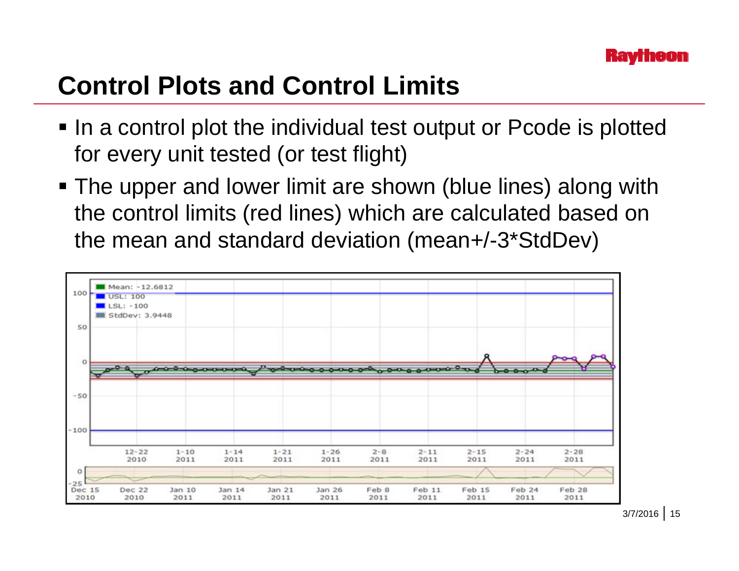# Control Plots and Control Limits

- In a control plot the individual test output or Pcode is plotted for every unit tested (or test flight)
- The upper and lower limit are shown (blue lines) along with the control limits (red lines) which are calculated based on the mean and standard deviation (mean+/-3*StdDev)

Mean: -12.6812
USL: 100
LSL: -100
StdDev: 3.9448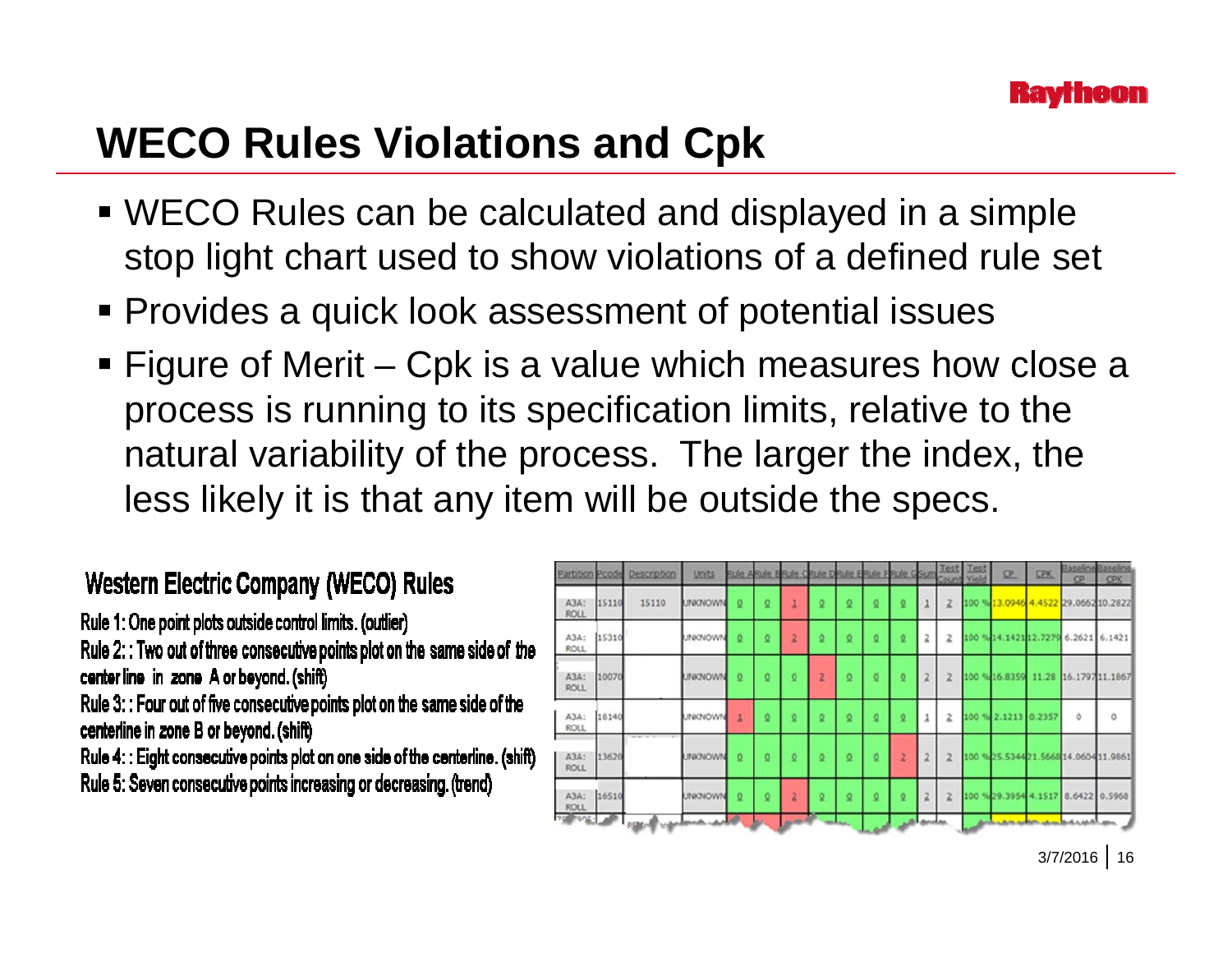# WECO Rules Violations and Cpk

- WECO Rules can be calculated and displayed in a simple stop light chart used to show violations of a defined rule set
- Provides a quick look assessment of potential issues
- Figure of Merit – Cpk is a value which measures how close a process is running to its specification limits, relative to the natural variability of the process. The larger the index, the less likely it is that any item will be outside the specs.

## Western Electric Company (WECO) Rules

Rule 1: One point plots outside control limits. (outlier)
Rule 2: : Two out of three consecutive points plot on the same side of the center line in zone A or beyond. (shift)
Rule 3: : Four out of five consecutive points plot on the same side of the centerline in zone B or beyond. (shift)
Rule 4: : Eight consecutive points plot on one side of the centerline. (shift)
Rule 5: Seven consecutive points increasing or decreasing. (trend)

| Partition | Pcode | Description | Units | Rule A | Rule B | Rule C | Rule D | Rule E | Rule F | Rule G | Sum | Test Count | Test Yield | CP | CPK | Baseline CP | Baseline CPK |
|---|---|---|---|---|---|---|---|---|---|---|---|---|---|---|---|---|---|
| A3A: ROLL | 15110 | 15110 | UNKNOWN | 0 | 0 | 1 | 0 | 0 | 0 | 0 | 1 | 2 | 100 % | 13.0946 | 4.4522 | 29.0662 | 10.2822 |
| A3A: ROLL | 15310 | | UNKNOWN | 0 | 0 | 2 | 0 | 0 | 0 | 0 | 2 | 2 | 100 % | 14.1421 | 12.7279 | 6.2621 | 6.1421 |
| A3A: ROLL | 10070 | | UNKNOWN | 0 | 0 | 0 | 2 | 0 | 0 | 0 | 2 | 2 | 100 % | 16.8359 | 11.28 | 16.1797 | 11.1867 |
| A3A: ROLL | 18140 | | UNKNOWN | 1 | 0 | 0 | 0 | 0 | 0 | 0 | 1 | 2 | 100 % | 2.1213 | 0.2357 | 0 | 0 |
| A3A: ROLL | 13620 | | UNKNOWN | 0 | 0 | 0 | 0 | 0 | 0 | 2 | 2 | 2 | 100 % | 25.5344 | 21.5668 | 14.0604 | 11.9861 |
| A3A: ROLL | 16510 | | UNKNOWN | 0 | 0 | 2 | 0 | 0 | 0 | 0 | 2 | 2 | 100 % | 29.3954 | 4.1517 | 8.6422 | 0.5968 |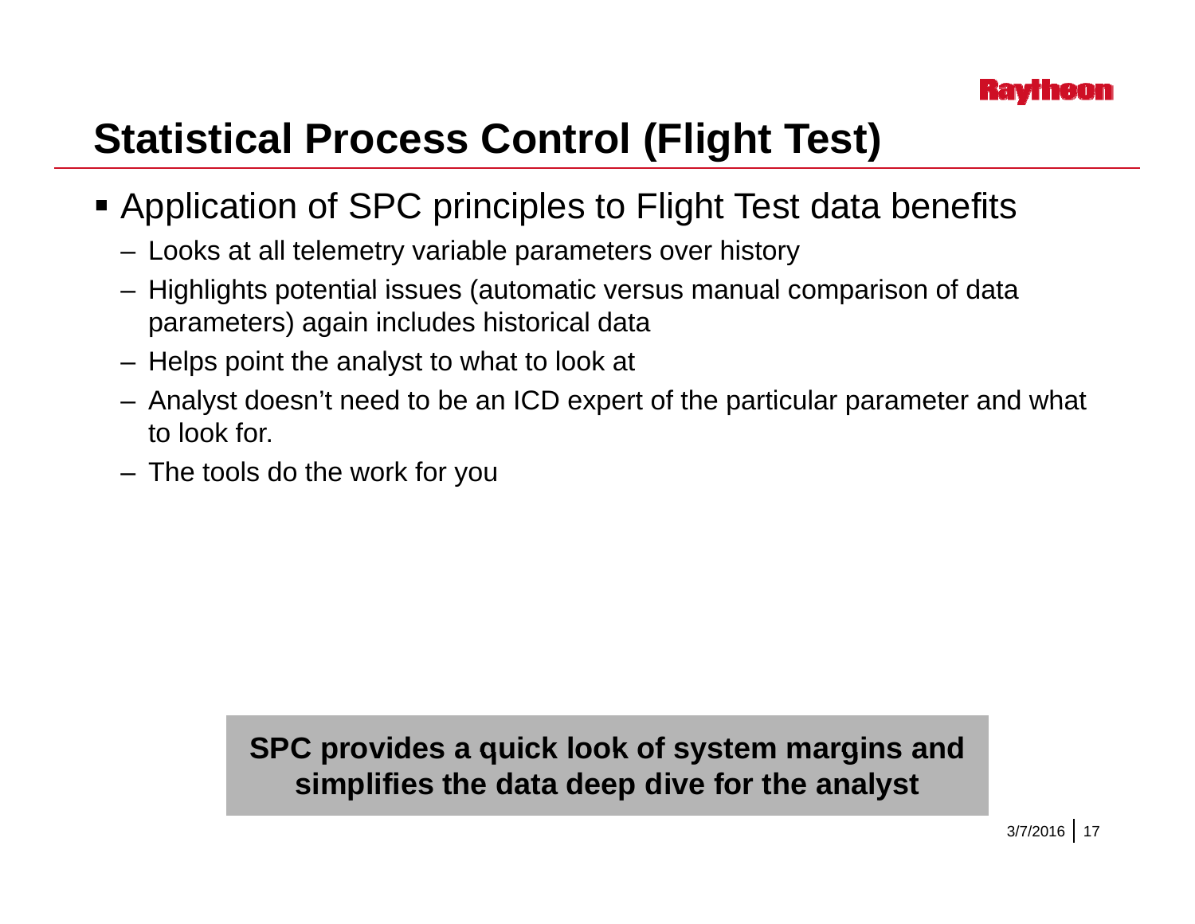# Statistical Process Control (Flight Test)

- Application of SPC principles to Flight Test data benefits
  - Looks at all telemetry variable parameters over history
  - Highlights potential issues (automatic versus manual comparison of data parameters) again includes historical data
  - Helps point the analyst to what to look at
  - Analyst doesn't need to be an ICD expert of the particular parameter and what to look for.
  - The tools do the work for you

**SPC provides a quick look of system margins and simplifies the data deep dive for the analyst**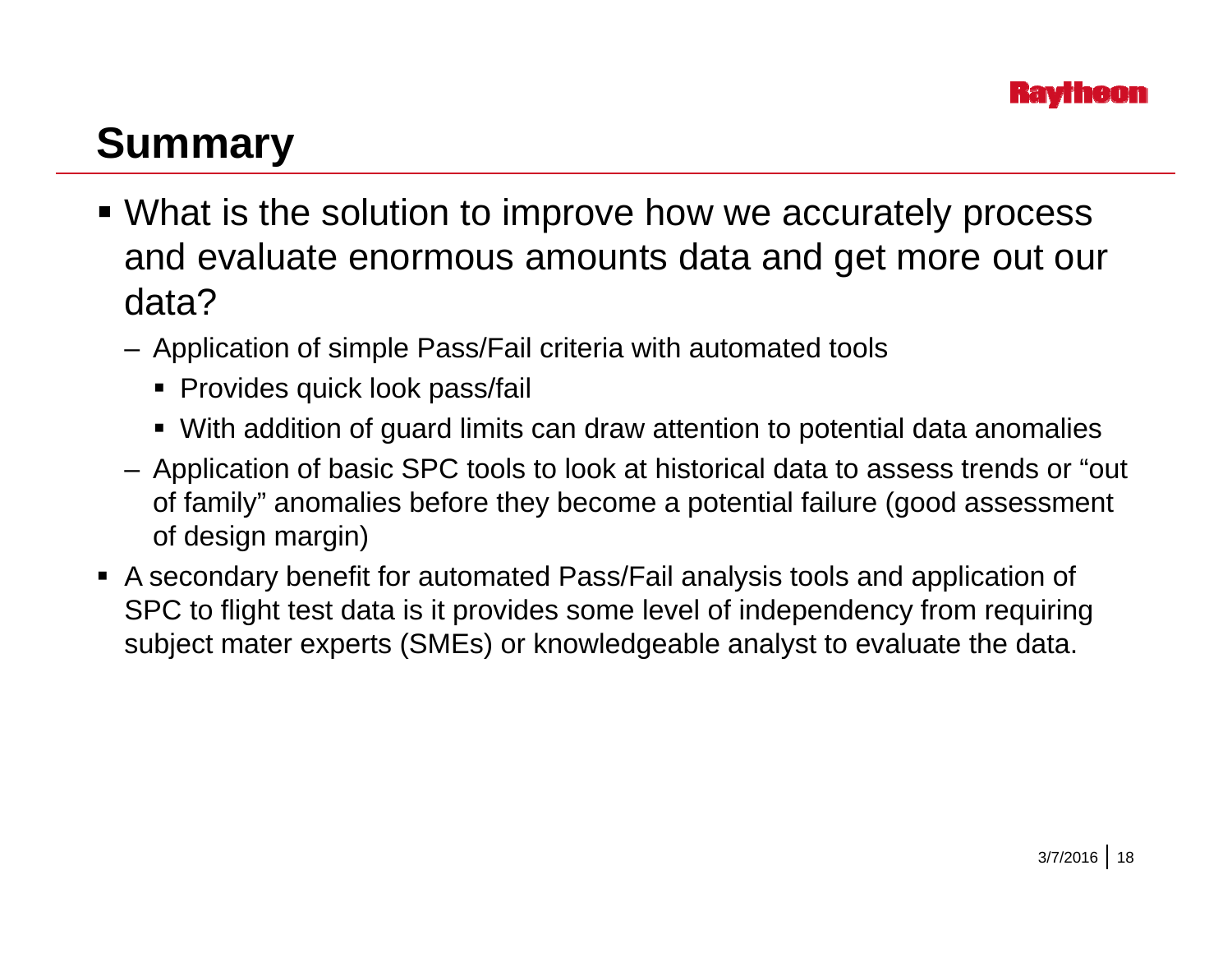# Summary

- What is the solution to improve how we accurately process and evaluate enormous amounts data and get more out our data?
  - Application of simple Pass/Fail criteria with automated tools
    - Provides quick look pass/fail
    - With addition of guard limits can draw attention to potential data anomalies
  - Application of basic SPC tools to look at historical data to assess trends or "out of family" anomalies before they become a potential failure (good assessment of design margin)
- A secondary benefit for automated Pass/Fail analysis tools and application of SPC to flight test data is it provides some level of independency from requiring subject mater experts (SMEs) or knowledgeable analyst to evaluate the data.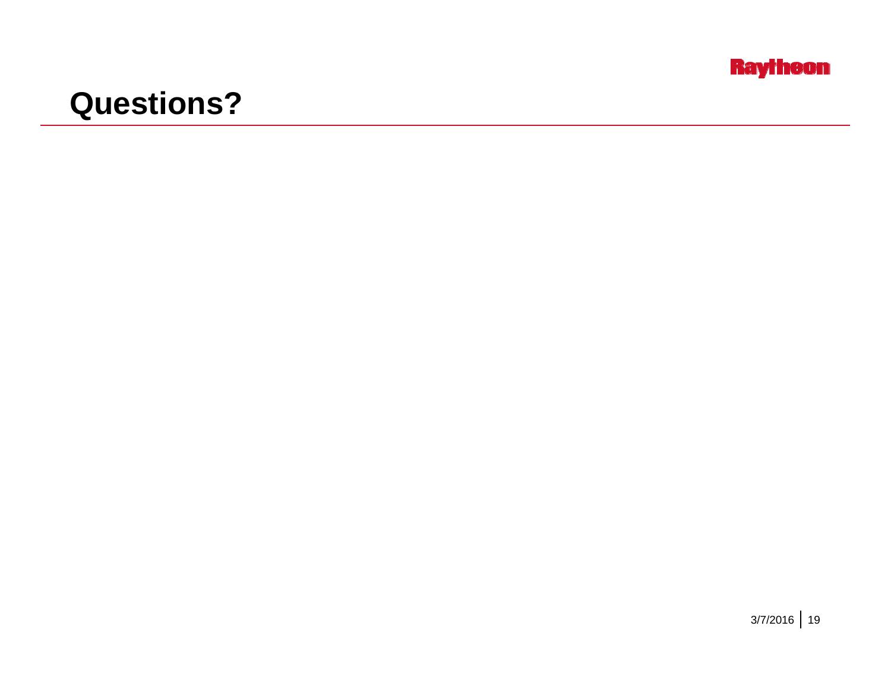# Questions?